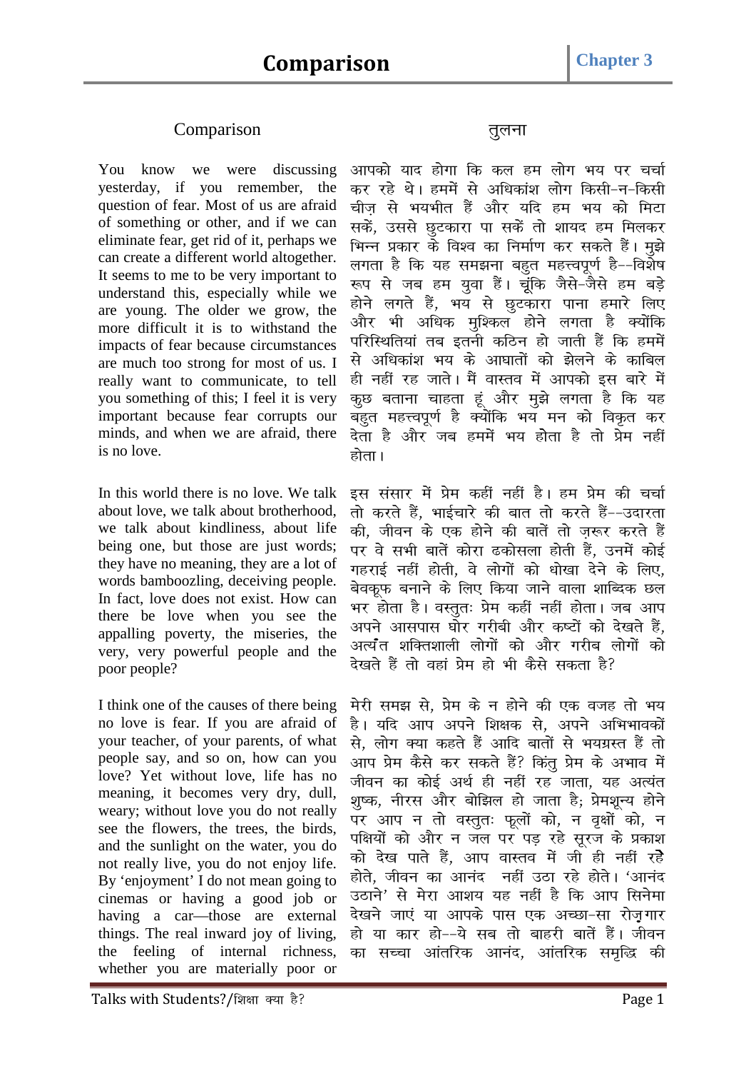# Comparison

## Comparison

## तुलना

You know we were discussing yesterday, if you remember, the question of fear. Most of us are afraid of something or other, and if we can eliminate fear, get rid of it, perhaps we can create a different world altogether. It seems to me to be very important to understand this, especially while we are young. The older we grow, the more difficult it is to withstand the impacts of fear because circumstances are much too strong for most of us. I really want to communicate, to tell you something of this; I feel it is very important because fear corrupts our minds, and when we are afraid, there is no love.

आपको याद होगा कि कल हम लोग भय पर चर्चा कर रहे थे। हममें से अधिकांश लोग किसी-न-किसी चीज़ से भयभीत हैं और यदि हम भय को मिटा सकें, उससे छुटकारा पा सकें तो शायद हम मिलकर भिन्न प्रकार के विश्व का निर्माण कर सकते हैं। मुझे लगता है कि यह समझना बहुत महत्त्वपूर्ण है--विशेष रूप से जब हम युवा हैं। चूंकि जैसे-जैसे हम बड़े होने लगते हैं, भय से छुटकारा पाना हमारे लिए और भी अधिक मुश्किल होने लगता है क्योंकि परिस्थितियां तब इतनी कठिन हो जाती हैं कि हममें से अधिकांश भय के आघातों को झेलने के काबिल ही नहीं रह जाते। मैं वास्तव में आपको इस बारे में कुछ बताना चाहता हूं और मुझे लगता है कि यह बहुत महत्त्वपूर्ण है क्योंकि भय मन को विकृत कर देता है और जब हममें भय होता है तो प्रेम नहीं होता।

In this world there is no love. We talk about love, we talk about brotherhood, we talk about kindliness, about life being one, but those are just words; they have no meaning, they are a lot of words bamboozling, deceiving people. In fact, love does not exist. How can there be love when you see the appalling poverty, the miseries, the very, very powerful people and the poor people?

इस संसार में प्रेम कहीं नहीं है। हम प्रेम की चर्चा तो करते हैं, भाईचारे की बात तो करते हैं--उदारता की, जीवन के एक होने की बातें तो ज़रूर करते हैं पर वे सभी बातें कोरा ढकोसला होती हैं, उनमें कोई गहराई नहीं होती, वे लोगों को धोखा देने के लिए, बेवकूफ बनाने के लिए किया जाने वाला शाब्दिक छल भर होता है। वस्तुतः प्रेम कहीं नहीं होता। जब आप अपने आसपास घोर गरीबी और कष्टों को देखते हैं, अत्यंत शक्तिशाली लोगों को और गरीब लोगों को देखते हैं तो वहां प्रेम हो भी कैसे सकता है?

I think one of the causes of there being no love is fear. If you are afraid of your teacher, of your parents, of what people say, and so on, how can you love? Yet without love, life has no meaning, it becomes very dry, dull, weary; without love you do not really see the flowers, the trees, the birds, and the sunlight on the water, you do not really live, you do not enjoy life. By 'enjoyment' I do not mean going to cinemas or having a good job or having a car—those are external things. The real inward joy of living, the feeling of internal richness, whether you are materially poor or

मेरी समझ से, प्रेम के न होने की एक वजह तो भय है। यदि आप अपने शिक्षक से, अपने अभिभावकों से, लोग क्या कहते हैं आदि बातों से भयग्रस्त हैं तो आप प्रेम कैसे कर सकते हैं? किंतु प्रेम के अभाव में जीवन का कोई अर्थ ही नहीं रह जाता, यह अत्यंत शुष्क, नीरस और बोझिल हो जाता है; प्रेमशून्य होने पर आप न तो वस्तुतः फूलों को, न वृक्षों को, न पक्षियों को और न जल पर पड़ रहे सूरज के प्रकाश को देख पाते हैं, आप वास्तव में जी ही नहीं रहे होते, जीवन का आनंद नहीं उठा रहे होते। 'आनंद उठाने' से मेरा आशय यह नहीं है कि आप सिनेमा देखने जाएं या आपके पास एक अच्छा-सा रोज़गार हो या कार हो--ये सब तो बाहरी बातें हैं। जीवन का सच्चा आंतरिक आनंद, आंतरिक समृद्धि की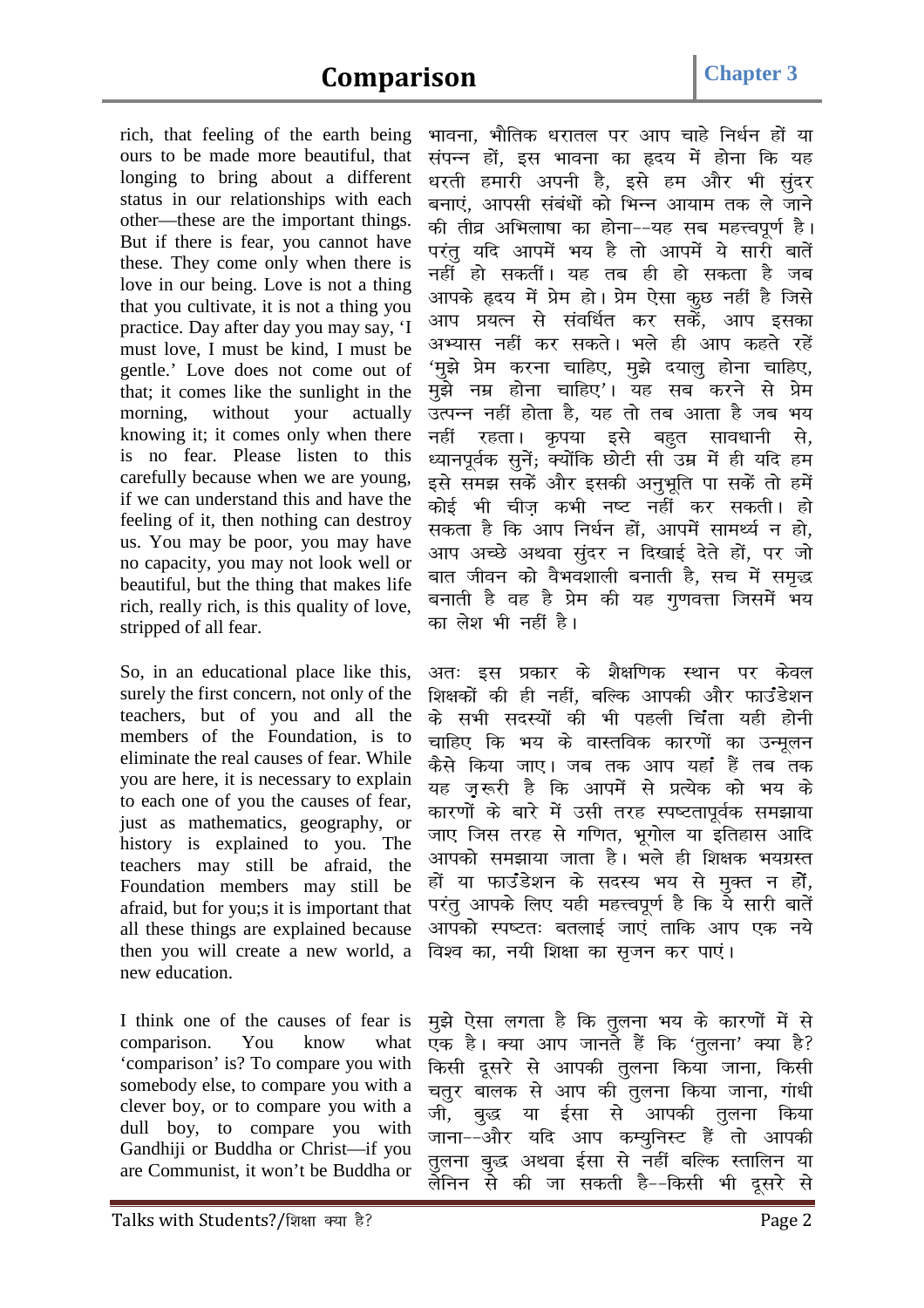rich, that feeling of the earth being ours to be made more beautiful, that longing to bring about a different status in our relationships with each other—these are the important things. But if there is fear, you cannot have these. They come only when there is love in our being. Love is not a thing that you cultivate, it is not a thing you practice. Day after day you may say, 'I must love, I must be kind, I must be gentle.' Love does not come out of that; it comes like the sunlight in the morning, without your actually knowing it; it comes only when there is no fear. Please listen to this carefully because when we are young, if we can understand this and have the feeling of it, then nothing can destroy us. You may be poor, you may have no capacity, you may not look well or beautiful, but the thing that makes life rich, really rich, is this quality of love, stripped of all fear.

भावना, भौतिक धरातल पर आप चाहे निर्धन हों या संपन्न हों, इस भावना का हृदय में होना कि यह धरती हमारी अपनी है, इसे हम और भी सुंदर बनाएं, आपसी संबंधों को भिन्न आयाम तक ले जाने की तीव्र अभिलाषा का होना--यह सब महत्त्वपूर्ण है। परंतु यदि आपमें भय है तो आपमें ये सारी बातें नहीं हो सकतीं। यह तब ही हो सकता है जब आपके हृदय में प्रेम हो। प्रेम ऐसा कुछ नहीं है जिसे आप प्रयत्न से संवर्धित कर सकें, आप इसका अभ्यास नहीं कर सकते। भले ही आप कहते रहें 'मुझे प्रेम करना चाहिए, मुझे दयालु होना चाहिए, मुझे नम्र होना चाहिए'। यह सब करने से प्रेम उत्पन्न नहीं होता है, यह तो तब आता है जब भय नहीं रहता। कृपया इसे बहुत सावधानी से, ध्यानपूर्वक सुनें; क्योंकि छोटी सी उम्र में ही यदि हम इसे समझ सकें और इसकी अनुभूति पा सकें तो हमें कोई भी चीज़ कभी नष्ट नहीं कर सकती। हो सकता है कि आप निर्धन हों, आपमें सामर्थ्य न हो, आप अच्छे अथवा सुंदर न दिखाई देते हों, पर जो बात जीवन को वैभवशाली बनाती है, सच में समृद्ध बनाती है वह है प्रेम की यह गुणवत्ता जिसमें भय का लेश भी नहीं है।

So, in an educational place like this, surely the first concern, not only of the teachers, but of you and all the members of the Foundation, is to eliminate the real causes of fear. While you are here, it is necessary to explain to each one of you the causes of fear, just as mathematics, geography, or history is explained to you. The teachers may still be afraid, the Foundation members may still be afraid, but for you;s it is important that all these things are explained because then you will create a new world, a new education.

अतः इस प्रकार के शैक्षणिक स्थान पर केवल शिक्षकों की ही नहीं, बल्कि आपकी और फाउंडेशन के सभी सदस्यों की भी पहली चिंता यही होनी चाहिए कि भय के वास्तविक कारणों का उन्मूलन कैसे किया जाए। जब तक आप यहां हैं तब तक यह ज़रूरी है कि आपमें से प्रत्येक को भय के कारणों के बारे में उसी तरह स्पष्टतापूर्वक समझाया जाए जिस तरह से गणित, भूगोल या इतिहास आदि आपको समझाया जाता है। भले ही शिक्षक भयग्रस्त हों या फाउंडेशन के सदस्य भय से मुक्त न हों, परंतु आपके लिए यही महत्त्वपूर्ण है कि ये सारी बातें आपको स्पष्टतः बतलाई जाएं ताकि आप एक नये विश्व का, नयी शिक्षा का सृजन कर पाएं।

I think one of the causes of fear is comparison. You know what 'comparison' is? To compare you with somebody else, to compare you with a clever boy, or to compare you with a dull boy, to compare you with Gandhiji or Buddha or Christ—if you are Communist, it won't be Buddha or

मुझे ऐसा लगता है कि तुलना भय के कारणों में से एक है। क्या आप जानते हैं कि 'तुलना' क्या है? किसी दूसरे से आपकी तुलना किया जाना, किसी चतुर बालक से आप की तुलना किया जाना, गांधी जी, बुद्ध या ईसा से आपकी तुलना किया जाना--और यदि आप कम्युनिस्ट हैं तो आपकी तुलना बुद्ध अथवा ईसा से नहीं बल्कि स्तालिन या लेनिन से की जा सकती है--किसी भी दूसरे से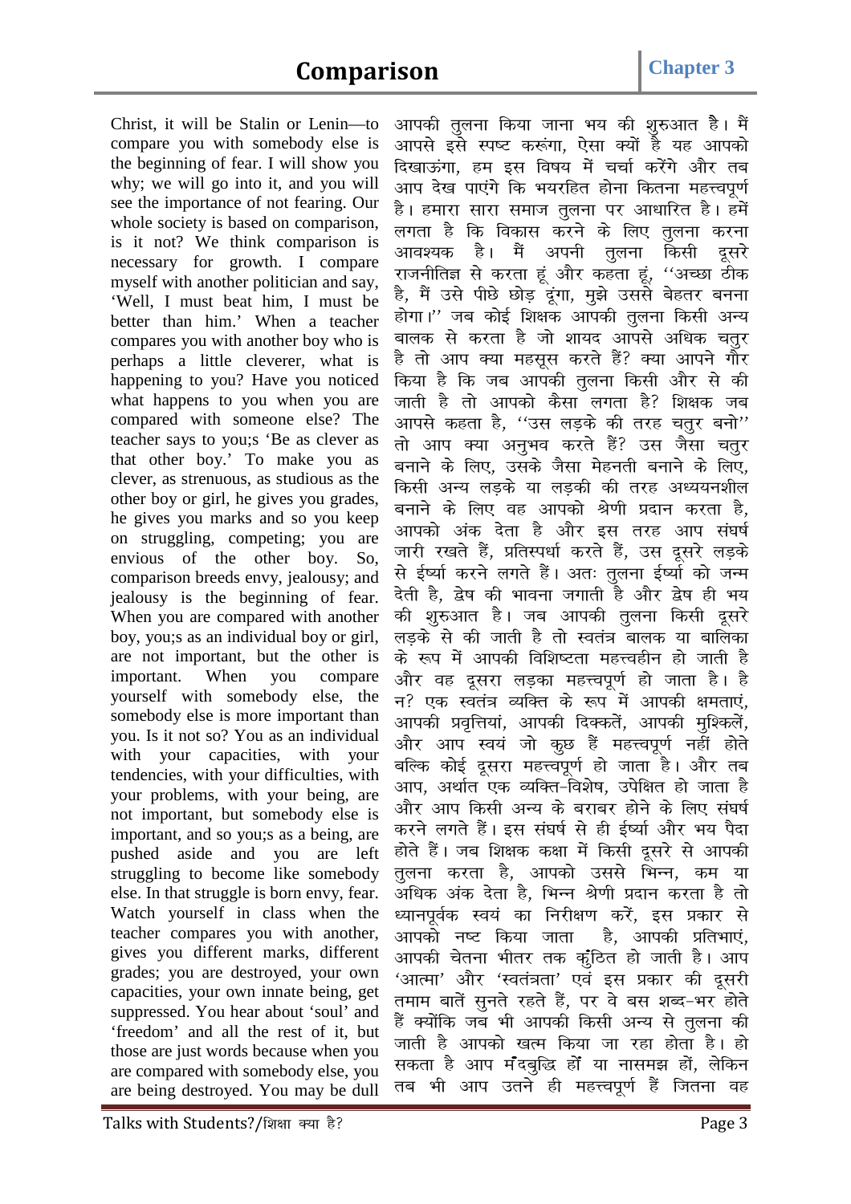# Comparison

Christ, it will be Stalin or Lenin—to compare you with somebody else is the beginning of fear. I will show you why; we will go into it, and you will see the importance of not fearing. Our whole society is based on comparison, is it not? We think comparison is necessary for growth. I compare myself with another politician and say, 'Well, I must beat him, I must be better than him.' When a teacher compares you with another boy who is perhaps a little cleverer, what is happening to you? Have you noticed what happens to you when you are compared with someone else? The teacher says to you;s 'Be as clever as that other boy.' To make you as clever, as strenuous, as studious as the other boy or girl, he gives you grades, he gives you marks and so you keep on struggling, competing; you are envious of the other boy. So, comparison breeds envy, jealousy; and jealousy is the beginning of fear. When you are compared with another boy, you;s as an individual boy or girl, are not important, but the other is important. When you compare yourself with somebody else, the somebody else is more important than you. Is it not so? You as an individual with your capacities, with your tendencies, with your difficulties, with your problems, with your being, are not important, but somebody else is important, and so you;s as a being, are pushed aside and you are left struggling to become like somebody else. In that struggle is born envy, fear. Watch yourself in class when the teacher compares you with another, gives you different marks, different grades; you are destroyed, your own capacities, your own innate being, get suppressed. You hear about 'soul' and 'freedom' and all the rest of it, but those are just words because when you are compared with somebody else, you are being destroyed. You may be dull

आपकी तुलना किया जाना भय की शुरुआत है। मैं आपसे इसे स्पष्ट करूंगा, ऐसा क्यों है यह आपको दिखाऊंगा, हम इस विषय में चर्चा करेंगे और तब आप देख पाएंगे कि भयरहित होना कितना महत्त्वपूर्ण है। हमारा सारा समाज तुलना पर आधारित है। हमें लगता है कि विकास करने के लिए तुलना करना आवश्यक है। मैं अपनी तुलना किसी दूसरे राजनीतिज्ञ से करता हूं और कहता हूं, ''अच्छा ठीक है, मैं उसे पीछे छोड़ दूंगा, मुझे उससे बेहतर बनना होगा।'' जब कोई शिक्षक आपकी तुलना किसी अन्य बालक से करता है जो शायद आपसे अधिक चतुर है तो आप क्या महसूस करते हैं? क्या आपने गौर किया है कि जब आपकी तुलना किसी और से की जाती है तो आपको कैसा लगता है? शिक्षक जब आपसे कहता है, ''उस लड़के की तरह चतुर बनो'' तो आप क्या अनुभव करते हैं? उस जैसा चतुर बनाने के लिए, उसके जैसा मेहनती बनाने के लिए, किसी अन्य लड़के या लड़की की तरह अध्ययनशील बनाने के लिए वह आपको श्रेणी प्रदान करता है, आपको अंक देता है और इस तरह आप संघर्ष जारी रखते हैं, प्रतिस्पर्धा करते हैं, उस दूसरे लड़के से ईर्ष्या करने लगते हैं। अतः तुलना ईर्ष्या को जन्म देती है, द्वेष की भावना जगाती है और द्वेष ही भय की शुरुआत है। जब आपकी तुलना किसी दूसरे लड़के से की जाती है तो स्वतंत्र बालक या बालिका के रूप में आपकी विशिष्टता महत्त्वहीन हो जाती है और वह दूसरा लड़का महत्त्वपूर्ण हो जाता है। है न? एक स्वतंत्र व्यक्ति के रूप में आपकी क्षमताएं, आपकी प्रवृत्तियां, आपकी दिक्कतें, आपकी मुश्किलें, और आप स्वयं जो कुछ हैं महत्त्वपूर्ण नहीं होते बल्कि कोई दूसरा महत्त्वपूर्ण हो जाता है। और तब आप, अर्थात एक व्यक्ति-विशेष, उपेक्षित हो जाता है और आप किसी अन्य के बराबर होने के लिए संघर्ष करने लगते हैं। इस संघर्ष से ही ईर्ष्या और भय पैदा होते हैं। जब शिक्षक कक्षा में किसी दूसरे से आपकी तुलना करता है, आपको उससे भिन्न, कम या अधिक अंक देता है, भिन्न श्रेणी प्रदान करता है तो ध्यानपूर्वक स्वयं का निरीक्षण करें, इस प्रकार से आपको नष्ट किया जाता है, आपकी प्रतिभाएं, आपकी चेतना भीतर तक कुंठित हो जाती है। आप 'आत्मा' और 'स्वतंत्रता' एवं इस प्रकार की दूसरी तमाम बातें सुनते रहते हैं, पर वे बस शब्द-भर होते हैं क्योंकि जब भी आपकी किसी अन्य से तुलना की जाती है आपको खत्म किया जा रहा होता है। हो सकता है आप मंदबुद्धि हों या नासमझ हों, लेकिन तब भी आप उतने ही महत्त्वपूर्ण हैं जितना वह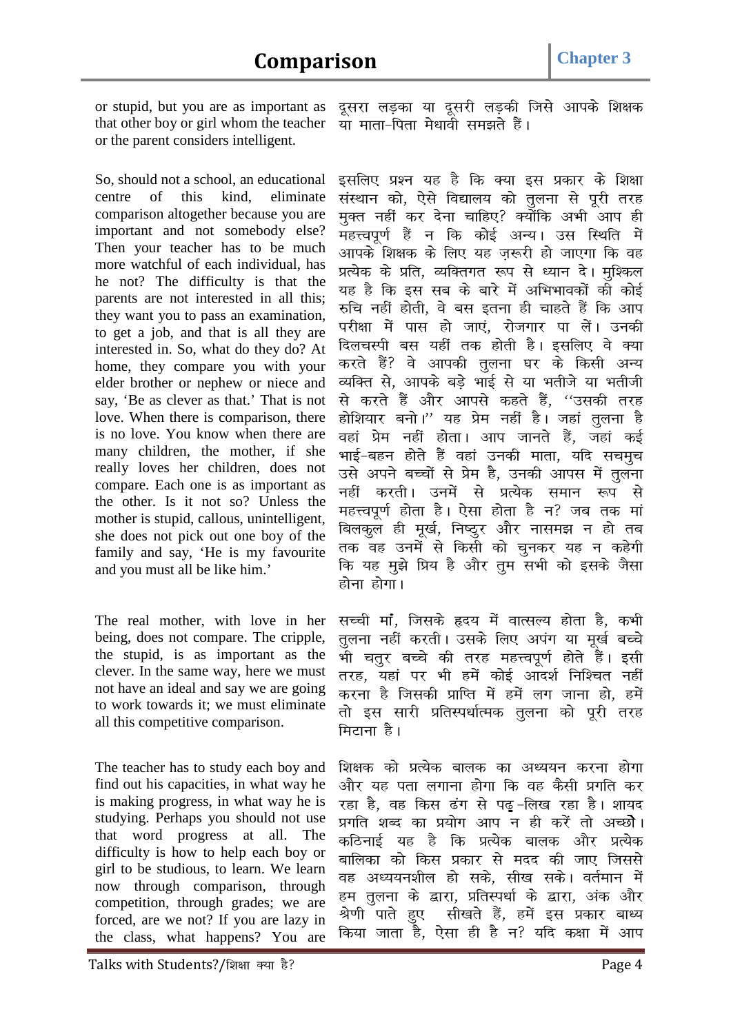or stupid, but you are as important as that other boy or girl whom the teacher or the parent considers intelligent.

दूसरा लड़का या दूसरी लड़की जिसे आपके शिक्षक या माता-पिता मेधावी समझते हैं।

So, should not a school, an educational centre of this kind, eliminate comparison altogether because you are important and not somebody else? Then your teacher has to be much more watchful of each individual, has he not? The difficulty is that the parents are not interested in all this; they want you to pass an examination, to get a job, and that is all they are interested in. So, what do they do? At home, they compare you with your elder brother or nephew or niece and say, 'Be as clever as that.' That is not love. When there is comparison, there is no love. You know when there are many children, the mother, if she really loves her children, does not compare. Each one is as important as the other. Is it not so? Unless the mother is stupid, callous, unintelligent, she does not pick out one boy of the family and say, 'He is my favourite and you must all be like him.'

इसलिए प्रश्न यह है कि क्या इस प्रकार के शिक्षा संस्थान को, ऐसे विद्यालय को तुलना से पूरी तरह मुक्त नहीं कर देना चाहिए? क्योंकि अभी आप ही महत्त्वपूर्ण हैं न कि कोई अन्य। उस स्थिति में आपके शिक्षक के लिए यह ज़रूरी हो जाएगा कि वह प्रत्येक के प्रति, व्यक्तिगत रूप से ध्यान दे। मुश्किल यह है कि इस सब के बारे में अभिभावकों की कोई रुचि नहीं होती, वे बस इतना ही चाहते हैं कि आप परीक्षा में पास हो जाएं, रोजगार पा लें। उनकी दिलचस्पी बस यहीं तक होती है। इसलिए वे क्या करते हैं? वे आपकी तुलना घर के किसी अन्य व्यक्ति से, आपके बड़े भाई से या भतीजे या भतीजी से करते हैं और आपसे कहते हैं, "उसकी तरह होशियार बनो।" यह प्रेम नहीं है। जहां तुलना है वहां प्रेम नहीं होता। आप जानते हैं, जहां कई भाई-बहन होते हैं वहां उनकी माता, यदि सचमुच उसे अपने बच्चों से प्रेम है, उनकी आपस में तुलना नहीं करती। उनमें से प्रत्येक समान रूप से महत्त्वपूर्ण होता है। ऐसा होता है न? जब तक मां बिलकुल ही मूर्ख, निष्ठुर और नासमझ न हो तब तक वह उनमें से किसी को चुनकर यह न कहेगी कि यह मुझे प्रिय है और तुम सभी को इसके जैसा होना होगा।

The real mother, with love in her being, does not compare. The cripple, the stupid, is as important as the clever. In the same way, here we must not have an ideal and say we are going to work towards it; we must eliminate all this competitive comparison.

सच्ची मां, जिसके हृदय में वात्सल्य होता है, कभी तुलना नहीं करती। उसके लिए अपंग या मूर्ख बच्चे भी चतुर बच्चे की तरह महत्त्वपूर्ण होते हैं। इसी तरह, यहां पर भी हमें कोई आदर्श निश्चित नहीं करना है जिसकी प्राप्ति में हमें लग जाना हो, हमें तो इस सारी प्रतिस्पर्धात्मक तुलना को पूरी तरह मिटाना है।

The teacher has to study each boy and find out his capacities, in what way he is making progress, in what way he is studying. Perhaps you should not use that word progress at all. The difficulty is how to help each boy or girl to be studious, to learn. We learn now through comparison, through competition, through grades; we are forced, are we not? If you are lazy in the class, what happens? You are

शिक्षक को प्रत्येक बालक का अध्ययन करना होगा और यह पता लगाना होगा कि वह कैसी प्रगति कर रहा है, वह किस ढंग से पढ़-लिख रहा है। शायद प्रगति शब्द का प्रयोग आप न ही करें तो अच्छो। कठिनाई यह है कि प्रत्येक बालक और प्रत्येक बालिका को किस प्रकार से मदद की जाए जिससे वह अध्ययनशील हो सके, सीख सके। वर्तमान में हम तुलना के द्वारा, प्रतिस्पर्धा के द्वारा, अंक और श्रेणी पाते हुए सीखते हैं, हमें इस प्रकार बाध्य किया जाता है, ऐसा ही है न? यदि कक्षा में आप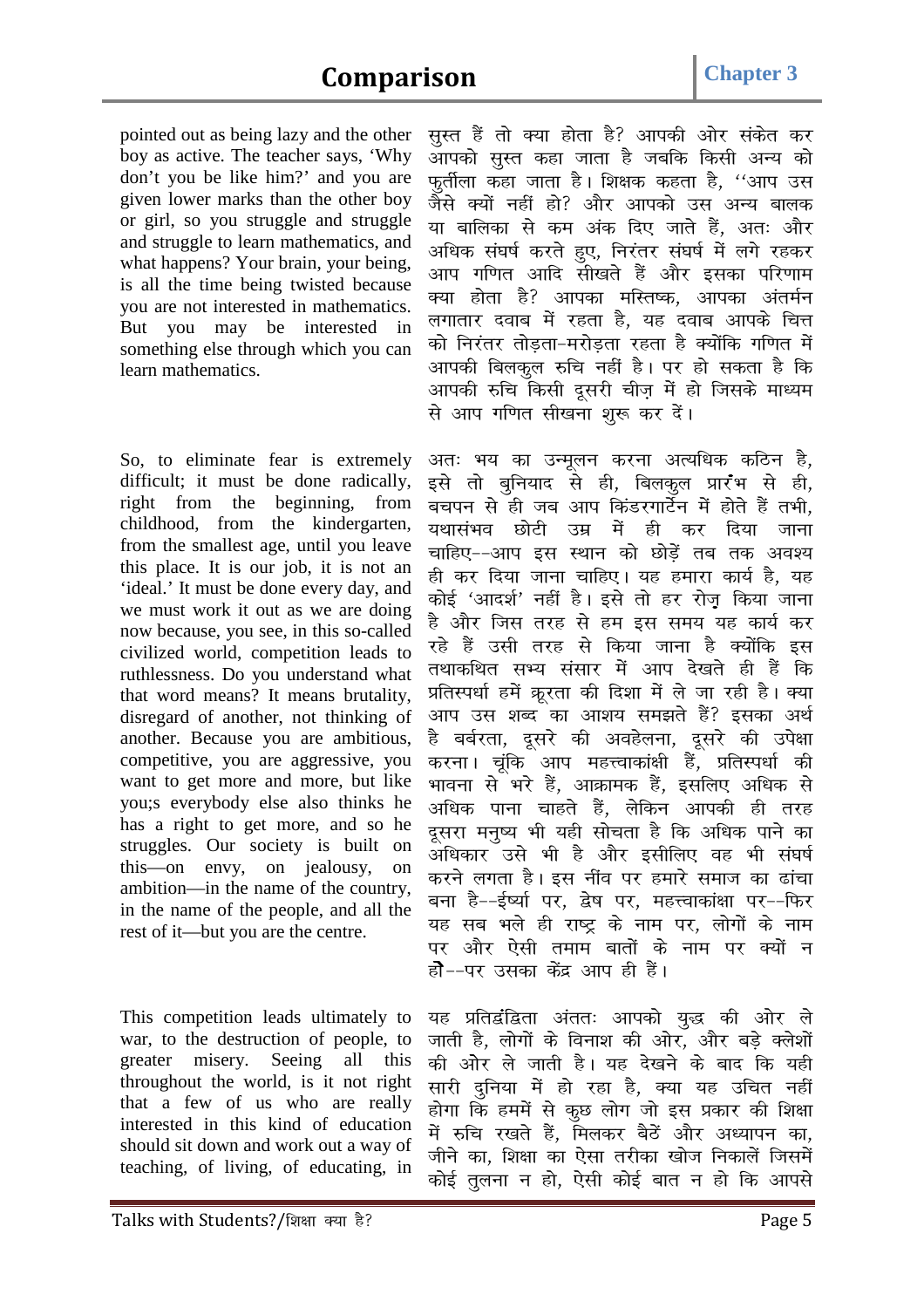pointed out as being lazy and the other boy as active. The teacher says, 'Why don't you be like him?' and you are given lower marks than the other boy or girl, so you struggle and struggle and struggle to learn mathematics, and what happens? Your brain, your being, is all the time being twisted because you are not interested in mathematics. But you may be interested in something else through which you can learn mathematics.

सुस्त हैं तो क्या होता है? आपकी ओर संकेत कर आपको सुस्त कहा जाता है जबकि किसी अन्य को फुर्तीला कहा जाता है। शिक्षक कहता है, ''आप उस जैसे क्यों नहीं हो? और आपको उस अन्य बालक या बालिका से कम अंक दिए जाते हैं, अतः और अधिक संघर्ष करते हुए, निरंतर संघर्ष में लगे रहकर आप गणित आदि सीखते हैं और इसका परिणाम क्या होता है? आपका मस्तिष्क, आपका अंतर्मन लगातार दबाव में रहता है, यह दबाव आपके चित्त को निरंतर तोड़ता-मरोड़ता रहता है क्योंकि गणित में आपकी बिलकुल रुचि नहीं है। पर हो सकता है कि आपकी रुचि किसी दूसरी चीज़ में हो जिसके माध्यम से आप गणित सीखना शुरू कर दें।

So, to eliminate fear is extremely difficult; it must be done radically, right from the beginning, from childhood, from the kindergarten, from the smallest age, until you leave this place. It is our job, it is not an 'ideal.' It must be done every day, and we must work it out as we are doing now because, you see, in this so-called civilized world, competition leads to ruthlessness. Do you understand what that word means? It means brutality, disregard of another, not thinking of another. Because you are ambitious, competitive, you are aggressive, you want to get more and more, but like you;s everybody else also thinks he has a right to get more, and so he struggles. Our society is built on this—on envy, on jealousy, on ambition—in the name of the country, in the name of the people, and all the rest of it—but you are the centre.

अतः भय का उन्मूलन करना अत्यधिक कठिन है, इसे तो बुनियाद से ही, बिलकुल प्रारंभ से ही, बचपन से ही जब आप किंडरगार्टेन में होते हैं तभी, यथासंभव छोटी उम्र में ही कर दिया जाना चाहिए--आप इस स्थान को छोड़ें तब तक अवश्य ही कर दिया जाना चाहिए। यह हमारा कार्य है, यह कोई 'आदर्श' नहीं है। इसे तो हर रोज़ किया जाना है और जिस तरह से हम इस समय यह कार्य कर रहे हैं उसी तरह से किया जाना है क्योंकि इस तथाकथित सभ्य संसार में आप देखते ही हैं कि प्रतिस्पर्धा हमें क्रूरता की दिशा में ले जा रही है। क्या आप उस शब्द का आशय समझते हैं? इसका अर्थ है बर्बरता, दूसरे की अवहेलना, दूसरे की उपेक्षा करना। चूंकि आप महत्त्वाकांक्षी हैं, प्रतिस्पर्धा की भावना से भरे हैं, आक्रामक हैं, इसलिए अधिक से अधिक पाना चाहते हैं, लेकिन आपकी ही तरह दूसरा मनुष्य भी यही सोचता है कि अधिक पाने का अधिकार उसे भी है और इसीलिए वह भी संघर्ष करने लगता है। इस नींव पर हमारे समाज का ढांचा बना है--ईर्ष्या पर, द्वेष पर, महत्त्वाकांक्षा पर--फिर यह सब भले ही राष्ट्र के नाम पर, लोगों के नाम पर और ऐसी तमाम बातों के नाम पर क्यों न हो--पर उसका केंद्र आप ही हैं।

This competition leads ultimately to war, to the destruction of people, to greater misery. Seeing all this throughout the world, is it not right that a few of us who are really interested in this kind of education should sit down and work out a way of teaching, of living, of educating, in

यह प्रतिद्वंद्विता अंततः आपको युद्ध की ओर ले जाती है, लोगों के विनाश की ओर, और बड़े क्लेशों की ओर ले जाती है। यह देखने के बाद कि यही सारी दुनिया में हो रहा है, क्या यह उचित नहीं होगा कि हममें से कुछ लोग जो इस प्रकार की शिक्षा में रुचि रखते हैं, मिलकर बैठें और अध्यापन का, जीने का, शिक्षा का ऐसा तरीका खोज निकालें जिसमें कोई तुलना न हो, ऐसी कोई बात न हो कि आपसे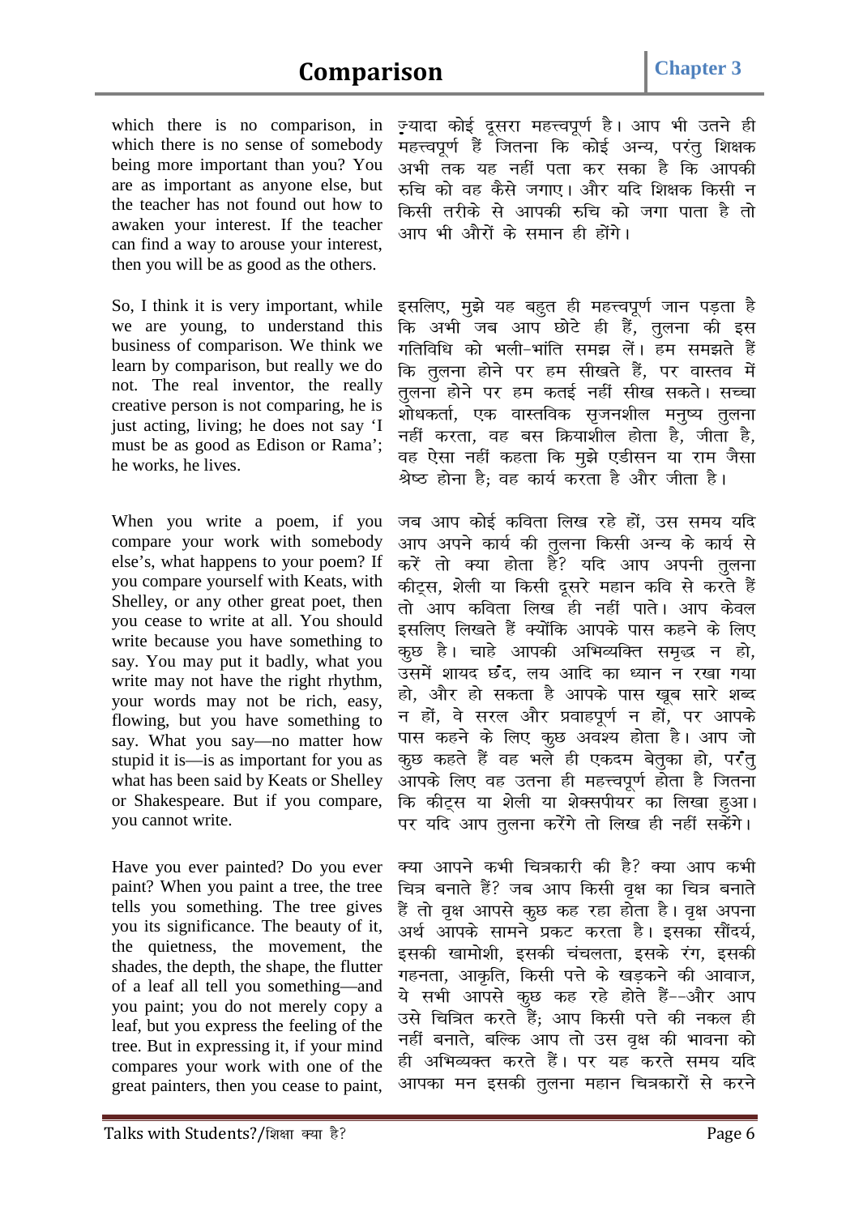which there is no comparison, in which there is no sense of somebody being more important than you? You are as important as anyone else, but the teacher has not found out how to awaken your interest. If the teacher can find a way to arouse your interest, then you will be as good as the others.

ज़्यादा कोई दूसरा महत्त्वपूर्ण है। आप भी उतने ही महत्त्वपूर्ण हैं जितना कि कोई अन्य, परंतु शिक्षक अभी तक यह नहीं पता कर सका है कि आपकी रुचि को वह कैसे जगाए। और यदि शिक्षक किसी न किसी तरीके से आपकी रुचि को जगा पाता है तो आप भी औरों के समान ही होंगे।

So, I think it is very important, while we are young, to understand this business of comparison. We think we learn by comparison, but really we do not. The real inventor, the really creative person is not comparing, he is just acting, living; he does not say 'I must be as good as Edison or Rama'; he works, he lives.

इसलिए, मुझे यह बहुत ही महत्त्वपूर्ण जान पड़ता है कि अभी जब आप छोटे ही हैं, तुलना की इस गतिविधि को भली-भांति समझ लें। हम समझते हैं कि तुलना होने पर हम सीखते हैं, पर वास्तव में तुलना होने पर हम कतई नहीं सीख सकते। सच्चा शोधकर्ता, एक वास्तविक सृजनशील मनुष्य तुलना नहीं करता, वह बस क्रियाशील होता है, जीता है, वह ऐसा नहीं कहता कि मुझे एडीसन या राम जैसा श्रेष्ठ होना है; वह कार्य करता है और जीता है।

When you write a poem, if you compare your work with somebody else's, what happens to your poem? If you compare yourself with Keats, with Shelley, or any other great poet, then you cease to write at all. You should write because you have something to say. You may put it badly, what you write may not have the right rhythm, your words may not be rich, easy, flowing, but you have something to say. What you say—no matter how stupid it is—is as important for you as what has been said by Keats or Shelley or Shakespeare. But if you compare, you cannot write.

जब आप कोई कविता लिख रहे हों, उस समय यदि आप अपने कार्य की तुलना किसी अन्य के कार्य से करें तो क्या होता है? यदि आप अपनी तुलना कीट्स, शेली या किसी दूसरे महान कवि से करते हैं तो आप कविता लिख ही नहीं पाते। आप केवल इसलिए लिखते हैं क्योंकि आपके पास कहने के लिए कुछ है। चाहे आपकी अभिव्यक्ति समृद्ध न हो, उसमें शायद छंद, लय आदि का ध्यान न रखा गया हो, और हो सकता है आपके पास खूब सारे शब्द न हों, वे सरल और प्रवाहपूर्ण न हों, पर आपके पास कहने के लिए कुछ अवश्य होता है। आप जो कुछ कहते हैं वह भले ही एकदम बेतुका हो, परंतु आपके लिए वह उतना ही महत्त्वपूर्ण होता है जितना कि कीट्स या शेली या शेक्सपीयर का लिखा हुआ। पर यदि आप तुलना करेंगे तो लिख ही नहीं सकेंगे।

Have you ever painted? Do you ever paint? When you paint a tree, the tree tells you something. The tree gives you its significance. The beauty of it, the quietness, the movement, the shades, the depth, the shape, the flutter of a leaf all tell you something—and you paint; you do not merely copy a leaf, but you express the feeling of the tree. But in expressing it, if your mind compares your work with one of the great painters, then you cease to paint,

क्या आपने कभी चित्रकारी की है? क्या आप कभी चित्र बनाते हैं? जब आप किसी वृक्ष का चित्र बनाते हैं तो वृक्ष आपसे कुछ कह रहा होता है। वृक्ष अपना अर्थ आपके सामने प्रकट करता है। इसका सौंदर्य, इसकी खामोशी, इसकी चंचलता, इसके रंग, इसकी गहनता, आकृति, किसी पत्ते के खड़कने की आवाज, ये सभी आपसे कुछ कह रहे होते हैं--और आप उसे चित्रित करते हैं; आप किसी पत्ते की नकल ही नहीं बनाते, बल्कि आप तो उस वृक्ष की भावना को ही अभिव्यक्त करते हैं। पर यह करते समय यदि आपका मन इसकी तुलना महान चित्रकारों से करने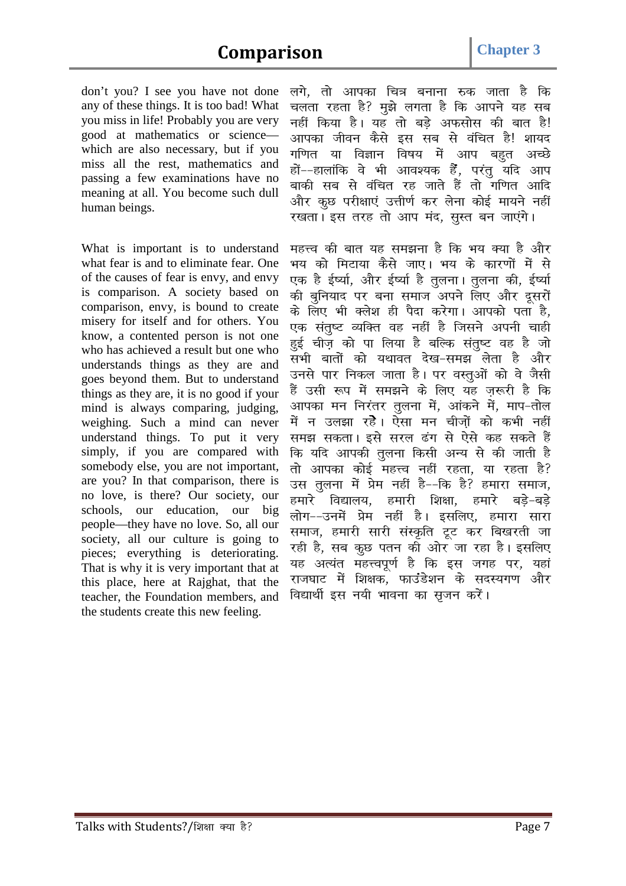don't you? I see you have not done any of these things. It is too bad! What you miss in life! Probably you are very good at mathematics or science—which are also necessary, but if you miss all the rest, mathematics and passing a few examinations have no meaning at all. You become such dull human beings.

लगे, तो आपका चित्र बनाना रुक जाता है कि चलता रहता है? मुझे लगता है कि आपने यह सब नहीं किया है। यह तो बड़े अफसोस की बात है! आपका जीवन कैसे इस सब से वंचित है! शायद गणित या विज्ञान विषय में आप बहुत अच्छे हों--हालांकि वे भी आवश्यक हैं, परंतु यदि आप बाकी सब से वंचित रह जाते हैं तो गणित आदि और कुछ परीक्षाएं उत्तीर्ण कर लेना कोई मायने नहीं रखता। इस तरह तो आप मंद, सुस्त बन जाएंगे।

What is important is to understand what fear is and to eliminate fear. One of the causes of fear is envy, and envy is comparison. A society based on comparison, envy, is bound to create misery for itself and for others. You know, a contented person is not one who has achieved a result but one who understands things as they are and goes beyond them. But to understand things as they are, it is no good if your mind is always comparing, judging, weighing. Such a mind can never understand things. To put it very simply, if you are compared with somebody else, you are not important, are you? In that comparison, there is no love, is there? Our society, our schools, our education, our big people—they have no love. So, all our society, all our culture is going to pieces; everything is deteriorating. That is why it is very important that at this place, here at Rajghat, that the teacher, the Foundation members, and the students create this new feeling.

महत्त्व की बात यह समझना है कि भय क्या है और भय को मिटाया कैसे जाए। भय के कारणों में से एक है ईर्ष्या, और ईर्ष्या है तुलना। तुलना की, ईर्ष्या की बुनियाद पर बना समाज अपने लिए और दूसरों के लिए भी क्लेश ही पैदा करेगा। आपको पता है, एक संतुष्ट व्यक्ति वह नहीं है जिसने अपनी चाही हुई चीज़ को पा लिया है बल्कि संतुष्ट वह है जो सभी बातों को यथावत देख-समझ लेता है और उनसे पार निकल जाता है। पर वस्तुओं को वे जैसी हैं उसी रूप में समझने के लिए यह ज़रूरी है कि आपका मन निरंतर तुलना में, आंकने में, माप-तोल में न उलझा रहे। ऐसा मन चीज़ों को कभी नहीं समझ सकता। इसे सरल ढंग से ऐसे कह सकते हैं कि यदि आपकी तुलना किसी अन्य से की जाती है तो आपका कोई महत्त्व नहीं रहता, या रहता है? उस तुलना में प्रेम नहीं है--कि है? हमारा समाज, हमारे विद्यालय, हमारी शिक्षा, हमारे बड़े-बड़े लोग--उनमें प्रेम नहीं है। इसलिए, हमारा सारा समाज, हमारी सारी संस्कृति टूट कर बिखरती जा रही है, सब कुछ पतन की ओर जा रहा है। इसलिए यह अत्यंत महत्त्वपूर्ण है कि इस जगह पर, यहां राजघाट में शिक्षक, फाउंडेशन के सदस्यगण और विद्यार्थी इस नयी भावना का सृजन करें।